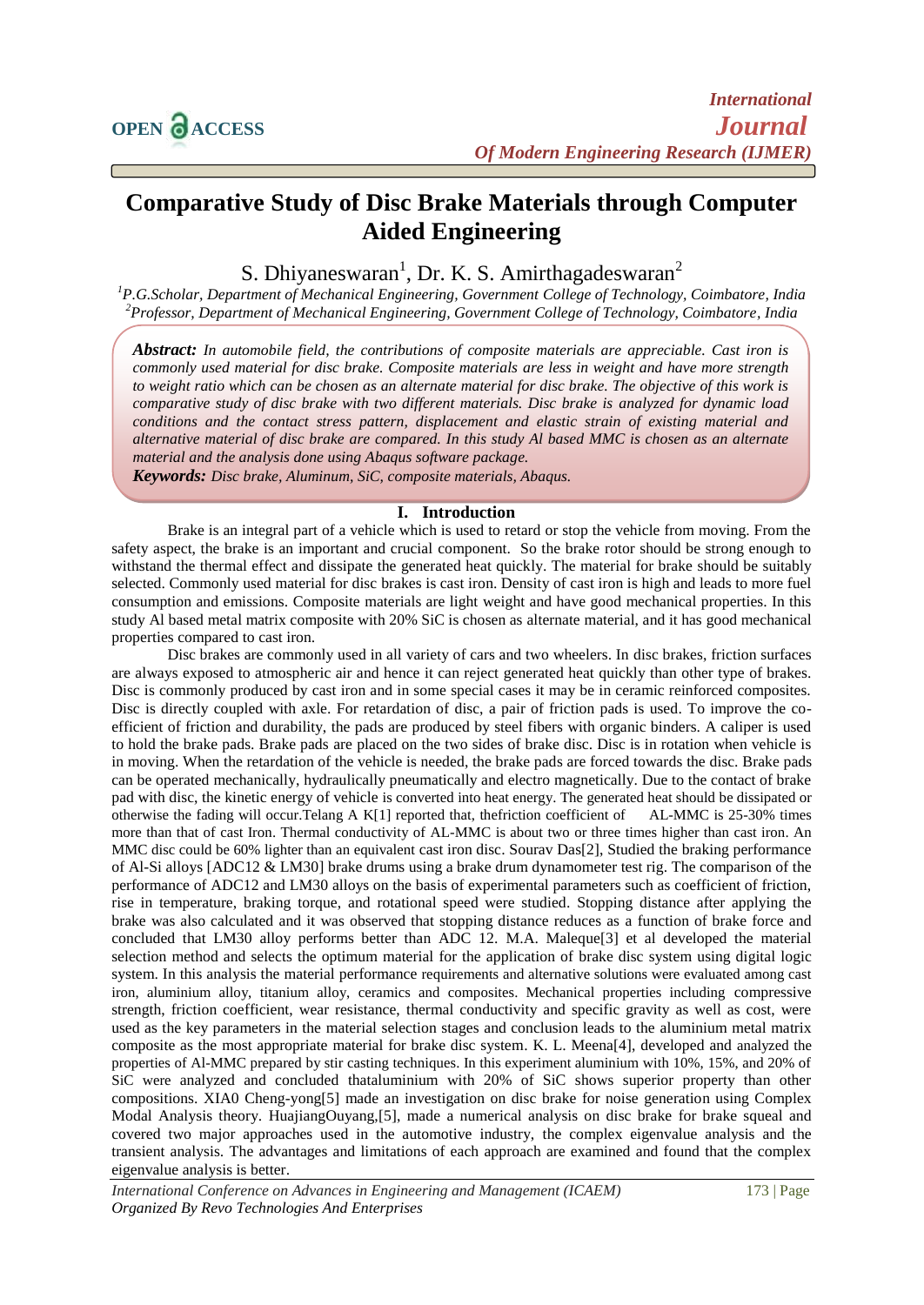# Comparative Study of Disc Brake Materials through Computer Aided Engineering

S. Dhiyaneswaran[1], Dr. K. S. Amirthagadeswaran[2]

[1]*P.G.Scholar, Department of Mechanical Engineering, Government College of Technology, Coimbatore, India*
[2]*Professor, Department of Mechanical Engineering, Government College of Technology, Coimbatore, India*

***Abstract:*** *In automobile field, the contributions of composite materials are appreciable. Cast iron is commonly used material for disc brake. Composite materials are less in weight and have more strength to weight ratio which can be chosen as an alternate material for disc brake. The objective of this work is comparative study of disc brake with two different materials. Disc brake is analyzed for dynamic load conditions and the contact stress pattern, displacement and elastic strain of existing material and alternative material of disc brake are compared. In this study Al based MMC is chosen as an alternate material and the analysis done using Abaqus software package.*

***Keywords:*** *Disc brake, Aluminum, SiC, composite materials, Abaqus.*

## I. Introduction

Brake is an integral part of a vehicle which is used to retard or stop the vehicle from moving. From the safety aspect, the brake is an important and crucial component. So the brake rotor should be strong enough to withstand the thermal effect and dissipate the generated heat quickly. The material for brake should be suitably selected. Commonly used material for disc brakes is cast iron. Density of cast iron is high and leads to more fuel consumption and emissions. Composite materials are light weight and have good mechanical properties. In this study Al based metal matrix composite with 20% SiC is chosen as alternate material, and it has good mechanical properties compared to cast iron.

Disc brakes are commonly used in all variety of cars and two wheelers. In disc brakes, friction surfaces are always exposed to atmospheric air and hence it can reject generated heat quickly than other type of brakes. Disc is commonly produced by cast iron and in some special cases it may be in ceramic reinforced composites. Disc is directly coupled with axle. For retardation of disc, a pair of friction pads is used. To improve the co-efficient of friction and durability, the pads are produced by steel fibers with organic binders. A caliper is used to hold the brake pads. Brake pads are placed on the two sides of brake disc. Disc is in rotation when vehicle is in moving. When the retardation of the vehicle is needed, the brake pads are forced towards the disc. Brake pads can be operated mechanically, hydraulically pneumatically and electro magnetically. Due to the contact of brake pad with disc, the kinetic energy of vehicle is converted into heat energy. The generated heat should be dissipated or otherwise the fading will occur.Telang A K[1] reported that, thefriction coefficient of AL-MMC is 25-30% times more than that of cast Iron. Thermal conductivity of AL-MMC is about two or three times higher than cast iron. An MMC disc could be 60% lighter than an equivalent cast iron disc. Sourav Das[2], Studied the braking performance of Al-Si alloys [ADC12 & LM30] brake drums using a brake drum dynamometer test rig. The comparison of the performance of ADC12 and LM30 alloys on the basis of experimental parameters such as coefficient of friction, rise in temperature, braking torque, and rotational speed were studied. Stopping distance after applying the brake was also calculated and it was observed that stopping distance reduces as a function of brake force and concluded that LM30 alloy performs better than ADC 12. M.A. Maleque[3] et al developed the material selection method and selects the optimum material for the application of brake disc system using digital logic system. In this analysis the material performance requirements and alternative solutions were evaluated among cast iron, aluminium alloy, titanium alloy, ceramics and composites. Mechanical properties including compressive strength, friction coefficient, wear resistance, thermal conductivity and specific gravity as well as cost, were used as the key parameters in the material selection stages and conclusion leads to the aluminium metal matrix composite as the most appropriate material for brake disc system. K. L. Meena[4], developed and analyzed the properties of Al-MMC prepared by stir casting techniques. In this experiment aluminium with 10%, 15%, and 20% of SiC were analyzed and concluded thataluminium with 20% of SiC shows superior property than other compositions. XIA0 Cheng-yong[5] made an investigation on disc brake for noise generation using Complex Modal Analysis theory. HuajiangOuyang,[5], made a numerical analysis on disc brake for brake squeal and covered two major approaches used in the automotive industry, the complex eigenvalue analysis and the transient analysis. The advantages and limitations of each approach are examined and found that the complex eigenvalue analysis is better.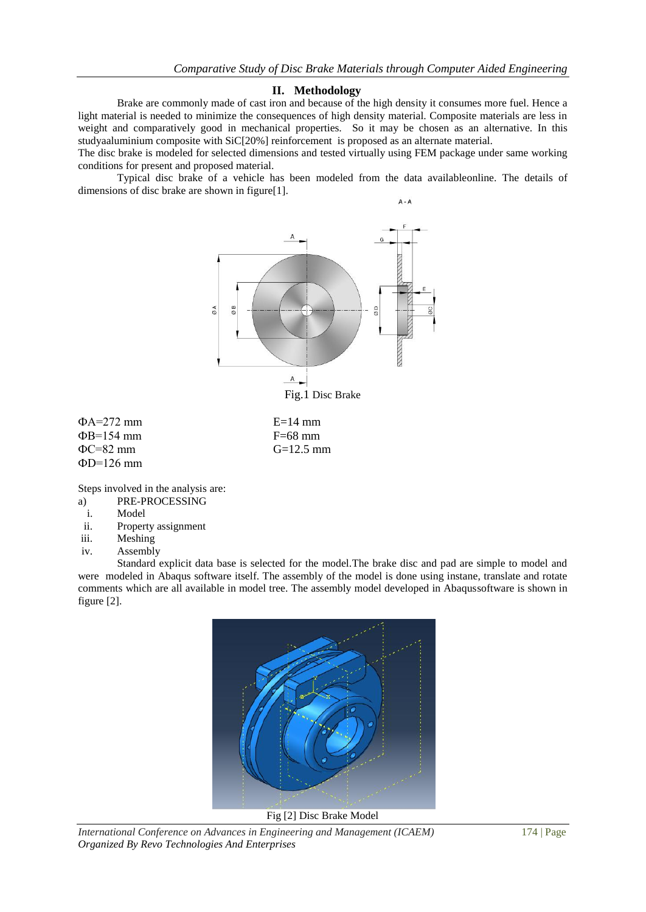## II. Methodology

Brake are commonly made of cast iron and because of the high density it consumes more fuel. Hence a light material is needed to minimize the consequences of high density material. Composite materials are less in weight and comparatively good in mechanical properties. So it may be chosen as an alternative. In this studyaaluminium composite with SiC[20%] reinforcement is proposed as an alternate material.

The disc brake is modeled for selected dimensions and tested virtually using FEM package under same working conditions for present and proposed material.

Typical disc brake of a vehicle has been modeled from the data availableonline. The details of dimensions of disc brake are shown in figure[1].

Fig.1 Disc Brake

ΦA=272 mm
ΦB=154 mm
ΦC=82 mm
ΦD=126 mm

E=14 mm
F=68 mm
G=12.5 mm

Steps involved in the analysis are:

a) PRE-PROCESSING
  i. Model
  ii. Property assignment
  iii. Meshing
  iv. Assembly

Standard explicit data base is selected for the model.The brake disc and pad are simple to model and were modeled in Abaqus software itself. The assembly of the model is done using instane, translate and rotate comments which are all available in model tree. The assembly model developed in Abaqussoftware is shown in figure [2].

Fig [2] Disc Brake Model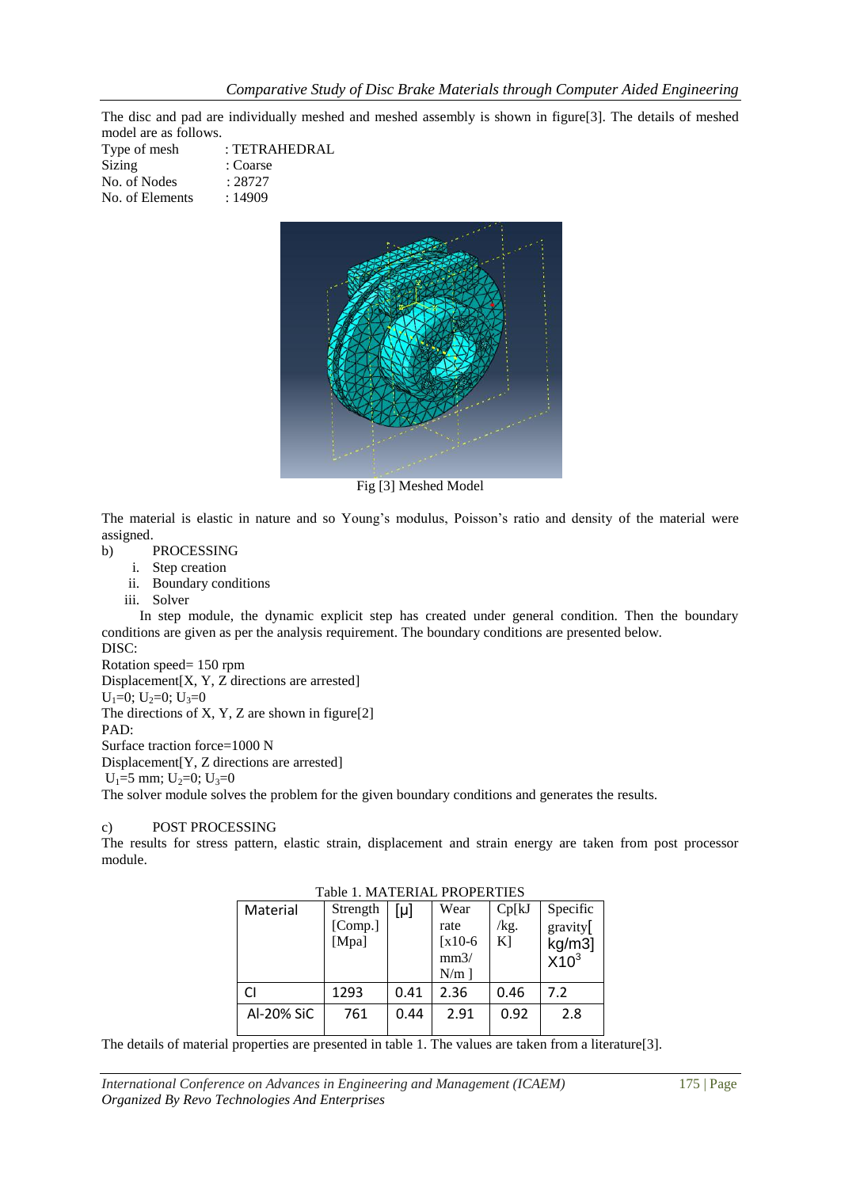The disc and pad are individually meshed and meshed assembly is shown in figure[3]. The details of meshed model are as follows.

Type of mesh : TETRAHEDRAL
Sizing : Coarse
No. of Nodes : 28727
No. of Elements : 14909

Fig [3] Meshed Model

The material is elastic in nature and so Young's modulus, Poisson's ratio and density of the material were assigned.

b) PROCESSING

i. Step creation
ii. Boundary conditions
iii. Solver

In step module, the dynamic explicit step has created under general condition. Then the boundary conditions are given as per the analysis requirement. The boundary conditions are presented below.

DISC:
Rotation speed= 150 rpm
Displacement[X, Y, Z directions are arrested]
$U_1=0$; $U_2=0$; $U_3=0$
The directions of X, Y, Z are shown in figure[2]

PAD:
Surface traction force=1000 N
Displacement[Y, Z directions are arrested]
$U_1=5$ mm; $U_2=0$; $U_3=0$

The solver module solves the problem for the given boundary conditions and generates the results.

c) POST PROCESSING

The results for stress pattern, elastic strain, displacement and strain energy are taken from post processor module.

Table 1. MATERIAL PROPERTIES

| Material | Strength [Comp.] [Mpa] | [μ] | Wear rate [x10-6 mm3/ N/m ] | Cp[kJ /kg. K] | Specific gravity[ kg/m3] X$10^3$ |
|---|---|---|---|---|---|
| CI | 1293 | 0.41 | 2.36 | 0.46 | 7.2 |
| Al-20% SiC | 761 | 0.44 | 2.91 | 0.92 | 2.8 |

The details of material properties are presented in table 1. The values are taken from a literature[3].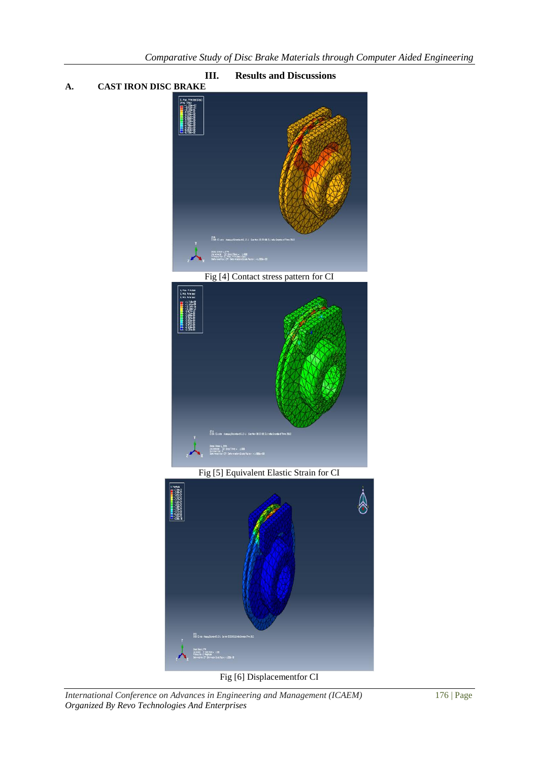## III. Results and Discussions

### A. CAST IRON DISC BRAKE

Fig [4] Contact stress pattern for CI

Fig [5] Equivalent Elastic Strain for CI

Fig [6] Displacementfor CI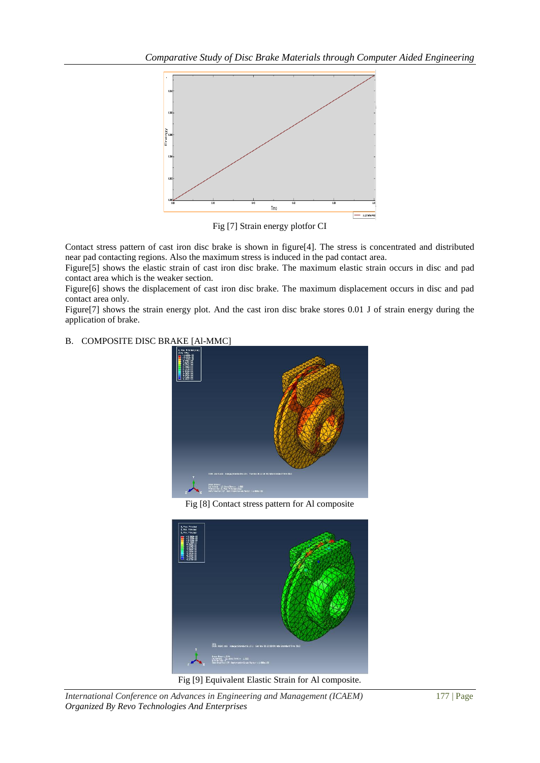Fig [7] Strain energy plotfor CI

Contact stress pattern of cast iron disc brake is shown in figure[4]. The stress is concentrated and distributed near pad contacting regions. Also the maximum stress is induced in the pad contact area.

Figure[5] shows the elastic strain of cast iron disc brake. The maximum elastic strain occurs in disc and pad contact area which is the weaker section.

Figure[6] shows the displacement of cast iron disc brake. The maximum displacement occurs in disc and pad contact area only.

Figure[7] shows the strain energy plot. And the cast iron disc brake stores 0.01 J of strain energy during the application of brake.

## B. COMPOSITE DISC BRAKE [Al-MMC]

Fig [8] Contact stress pattern for Al composite

Fig [9] Equivalent Elastic Strain for Al composite.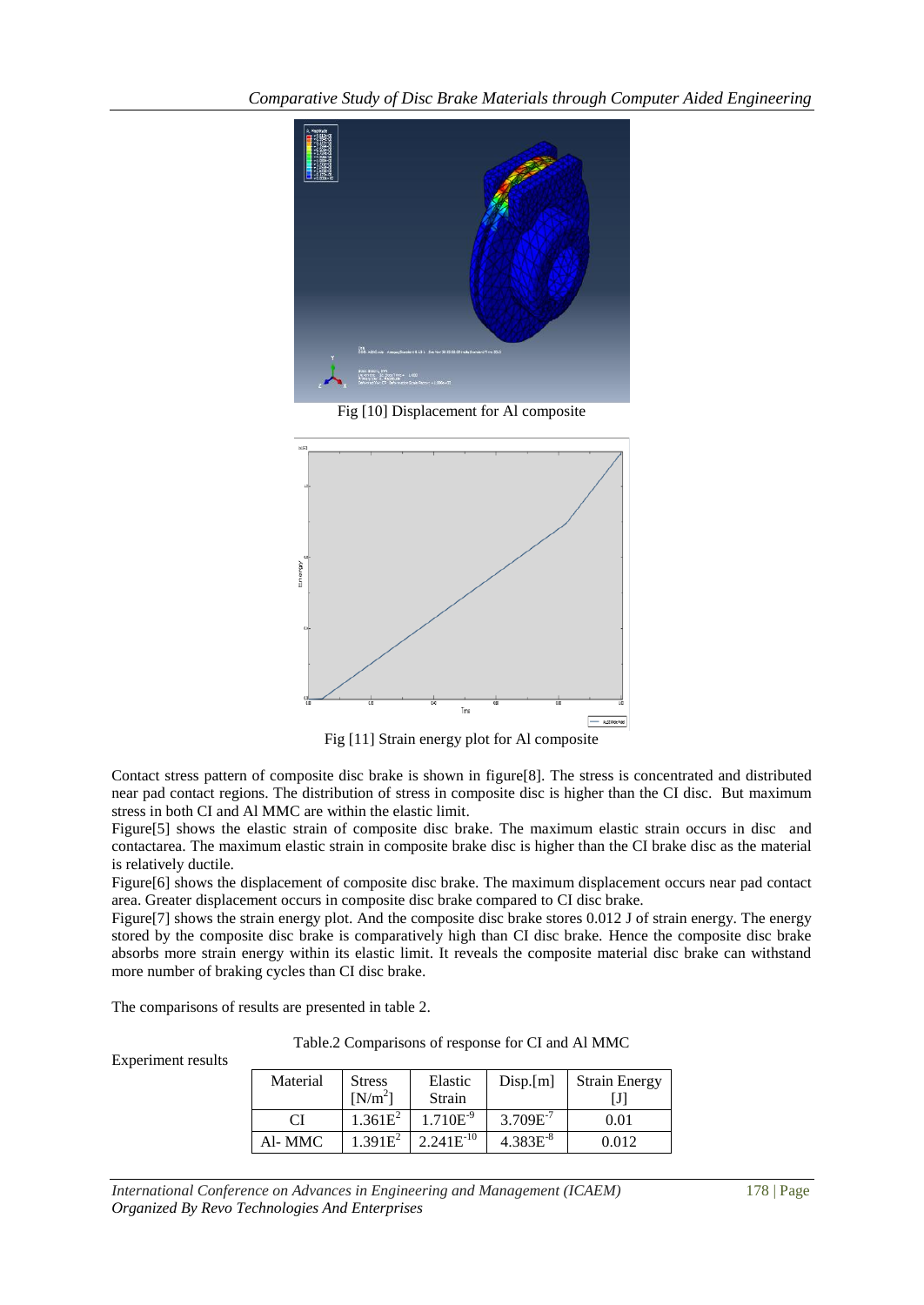Fig [10] Displacement for Al composite

Fig [11] Strain energy plot for Al composite

Contact stress pattern of composite disc brake is shown in figure[8]. The stress is concentrated and distributed near pad contact regions. The distribution of stress in composite disc is higher than the CI disc. But maximum stress in both CI and Al MMC are within the elastic limit.

Figure[5] shows the elastic strain of composite disc brake. The maximum elastic strain occurs in disc and contactarea. The maximum elastic strain in composite brake disc is higher than the CI brake disc as the material is relatively ductile.

Figure[6] shows the displacement of composite disc brake. The maximum displacement occurs near pad contact area. Greater displacement occurs in composite disc brake compared to CI disc brake.

Figure[7] shows the strain energy plot. And the composite disc brake stores 0.012 J of strain energy. The energy stored by the composite disc brake is comparatively high than CI disc brake. Hence the composite disc brake absorbs more strain energy within its elastic limit. It reveals the composite material disc brake can withstand more number of braking cycles than CI disc brake.

The comparisons of results are presented in table 2.

Experiment results

Table.2 Comparisons of response for CI and Al MMC

| Material | Stress [$N/m^2$] | Elastic Strain | Disp.[m] | Strain Energy [J] |
|---|---|---|---|---|
| CI | $1.361E^{2}$ | $1.710E^{-9}$ | $3.709E^{-7}$ | 0.01 |
| Al- MMC | $1.391E^{2}$ | $2.241E^{-10}$ | $4.383E^{-8}$ | 0.012 |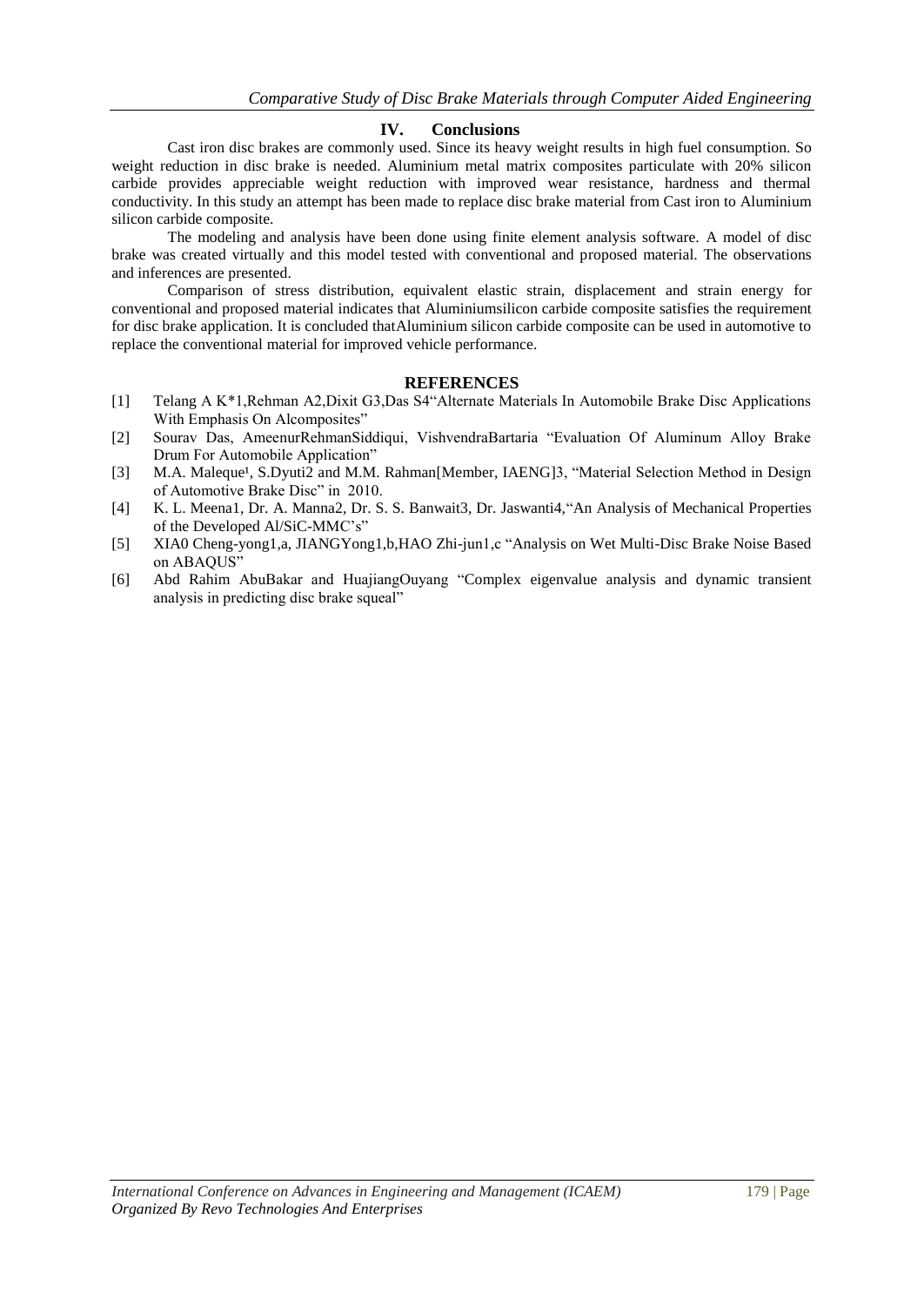## IV. Conclusions

Cast iron disc brakes are commonly used. Since its heavy weight results in high fuel consumption. So weight reduction in disc brake is needed. Aluminium metal matrix composites particulate with 20% silicon carbide provides appreciable weight reduction with improved wear resistance, hardness and thermal conductivity. In this study an attempt has been made to replace disc brake material from Cast iron to Aluminium silicon carbide composite.

The modeling and analysis have been done using finite element analysis software. A model of disc brake was created virtually and this model tested with conventional and proposed material. The observations and inferences are presented.

Comparison of stress distribution, equivalent elastic strain, displacement and strain energy for conventional and proposed material indicates that Aluminiumsilicon carbide composite satisfies the requirement for disc brake application. It is concluded thatAluminium silicon carbide composite can be used in automotive to replace the conventional material for improved vehicle performance.

## REFERENCES

[1] Telang A K*1,Rehman A2,Dixit G3,Das S4"Alternate Materials In Automobile Brake Disc Applications With Emphasis On Alcomposites"

[2] Sourav Das, AmeenurRehmanSiddiqui, VishvendraBartaria "Evaluation Of Aluminum Alloy Brake Drum For Automobile Application"

[3] M.A. Maleque¹, S.Dyuti2 and M.M. Rahman[Member, IAENG]3, "Material Selection Method in Design of Automotive Brake Disc" in 2010.

[4] K. L. Meena1, Dr. A. Manna2, Dr. S. S. Banwait3, Dr. Jaswanti4,"An Analysis of Mechanical Properties of the Developed Al/SiC-MMC's"

[5] XIA0 Cheng-yong1,a, JIANGYong1,b,HAO Zhi-jun1,c "Analysis on Wet Multi-Disc Brake Noise Based on ABAQUS"

[6] Abd Rahim AbuBakar and HuajiangOuyang "Complex eigenvalue analysis and dynamic transient analysis in predicting disc brake squeal"